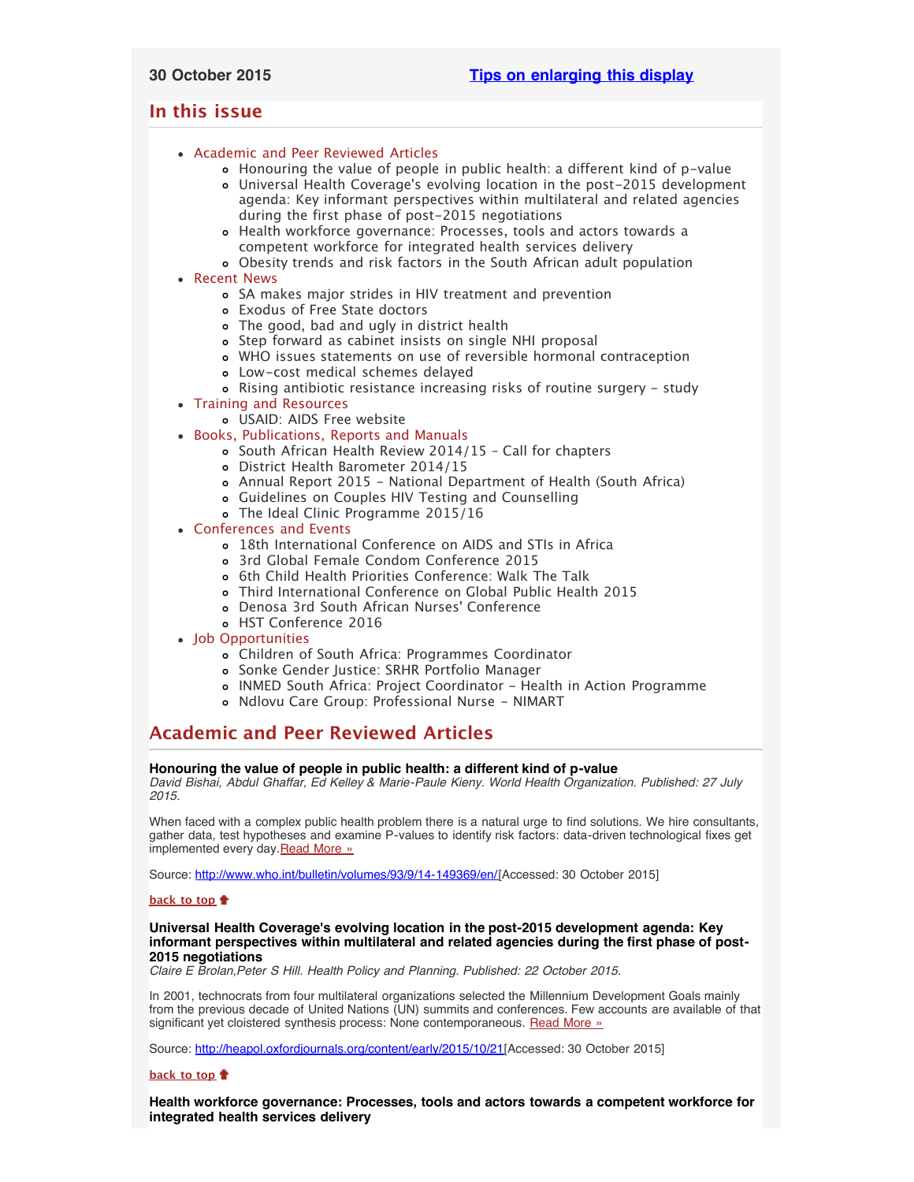**30 October 2015** [Tips on enlarging this display]

## In this issue

- Academic and Peer Reviewed Articles
  - Honouring the value of people in public health: a different kind of p-value
  - Universal Health Coverage's evolving location in the post-2015 development agenda: Key informant perspectives within multilateral and related agencies during the first phase of post-2015 negotiations
  - Health workforce governance: Processes, tools and actors towards a competent workforce for integrated health services delivery
  - Obesity trends and risk factors in the South African adult population
- Recent News
  - SA makes major strides in HIV treatment and prevention
  - Exodus of Free State doctors
  - The good, bad and ugly in district health
  - Step forward as cabinet insists on single NHI proposal
  - WHO issues statements on use of reversible hormonal contraception
  - Low-cost medical schemes delayed
  - Rising antibiotic resistance increasing risks of routine surgery - study
- Training and Resources
  - USAID: AIDS Free website
- Books, Publications, Reports and Manuals
  - South African Health Review 2014/15 - Call for chapters
  - District Health Barometer 2014/15
  - Annual Report 2015 - National Department of Health (South Africa)
  - Guidelines on Couples HIV Testing and Counselling
  - The Ideal Clinic Programme 2015/16
- Conferences and Events
  - 18th International Conference on AIDS and STIs in Africa
  - 3rd Global Female Condom Conference 2015
  - 6th Child Health Priorities Conference: Walk The Talk
  - Third International Conference on Global Public Health 2015
  - Denosa 3rd South African Nurses' Conference
  - HST Conference 2016
- Job Opportunities
  - Children of South Africa: Programmes Coordinator
  - Sonke Gender Justice: SRHR Portfolio Manager
  - INMED South Africa: Project Coordinator - Health in Action Programme
  - Ndlovu Care Group: Professional Nurse - NIMART

## Academic and Peer Reviewed Articles

**Honouring the value of people in public health: a different kind of p-value**
*David Bishai, Abdul Ghaffar, Ed Kelley & Marie-Paule Kieny. World Health Organization. Published: 27 July 2015.*

When faced with a complex public health problem there is a natural urge to find solutions. We hire consultants, gather data, test hypotheses and examine P-values to identify risk factors: data-driven technological fixes get implemented every day. Read More »

Source: http://www.who.int/bulletin/volumes/93/9/14-149369/en/[Accessed: 30 October 2015]

back to top

**Universal Health Coverage's evolving location in the post-2015 development agenda: Key informant perspectives within multilateral and related agencies during the first phase of post-2015 negotiations**
*Claire E Brolan,Peter S Hill. Health Policy and Planning. Published: 22 October 2015.*

In 2001, technocrats from four multilateral organizations selected the Millennium Development Goals mainly from the previous decade of United Nations (UN) summits and conferences. Few accounts are available of that significant yet cloistered synthesis process: None contemporaneous. Read More »

Source: http://heapol.oxfordjournals.org/content/early/2015/10/21[Accessed: 30 October 2015]

back to top

**Health workforce governance: Processes, tools and actors towards a competent workforce for integrated health services delivery**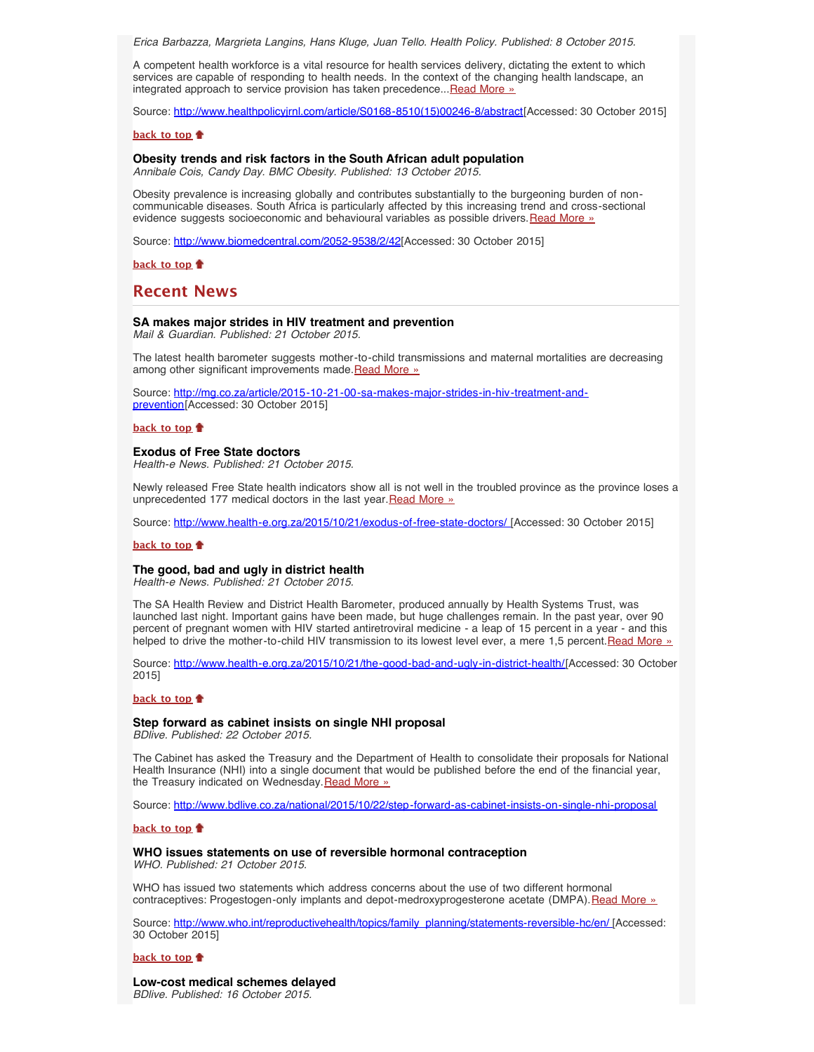*Erica Barbazza, Margrieta Langins, Hans Kluge, Juan Tello. Health Policy. Published: 8 October 2015.*

A competent health workforce is a vital resource for health services delivery, dictating the extent to which services are capable of responding to health needs. In the context of the changing health landscape, an integrated approach to service provision has taken precedence...[Read More »](http://www.healthpolicyjrnl.com/article/S0168-8510(15)00246-8/abstract)

Source: [http://www.healthpolicyjrnl.com/article/S0168-8510(15)00246-8/abstract](http://www.healthpolicyjrnl.com/article/S0168-8510(15)00246-8/abstract)[Accessed: 30 October 2015]

**back to top**

### Obesity trends and risk factors in the South African adult population

*Annibale Cois, Candy Day. BMC Obesity. Published: 13 October 2015.*

Obesity prevalence is increasing globally and contributes substantially to the burgeoning burden of non-communicable diseases. South Africa is particularly affected by this increasing trend and cross-sectional evidence suggests socioeconomic and behavioural variables as possible drivers.[Read More »](http://www.biomedcentral.com/2052-9538/2/42)

Source: [http://www.biomedcentral.com/2052-9538/2/42](http://www.biomedcentral.com/2052-9538/2/42)[Accessed: 30 October 2015]

**back to top**

## Recent News

### SA makes major strides in HIV treatment and prevention

*Mail & Guardian. Published: 21 October 2015.*

The latest health barometer suggests mother-to-child transmissions and maternal mortalities are decreasing among other significant improvements made.[Read More »](http://mg.co.za/article/2015-10-21-00-sa-makes-major-strides-in-hiv-treatment-and-prevention)

Source: [http://mg.co.za/article/2015-10-21-00-sa-makes-major-strides-in-hiv-treatment-and-prevention](http://mg.co.za/article/2015-10-21-00-sa-makes-major-strides-in-hiv-treatment-and-prevention)[Accessed: 30 October 2015]

**back to top**

### Exodus of Free State doctors

*Health-e News. Published: 21 October 2015.*

Newly released Free State health indicators show all is not well in the troubled province as the province loses a unprecedented 177 medical doctors in the last year.[Read More »](http://www.health-e.org.za/2015/10/21/exodus-of-free-state-doctors/)

Source: [http://www.health-e.org.za/2015/10/21/exodus-of-free-state-doctors/](http://www.health-e.org.za/2015/10/21/exodus-of-free-state-doctors/) [Accessed: 30 October 2015]

**back to top**

### The good, bad and ugly in district health

*Health-e News. Published: 21 October 2015.*

The SA Health Review and District Health Barometer, produced annually by Health Systems Trust, was launched last night. Important gains have been made, but huge challenges remain. In the past year, over 90 percent of pregnant women with HIV started antiretroviral medicine - a leap of 15 percent in a year - and this helped to drive the mother-to-child HIV transmission to its lowest level ever, a mere 1,5 percent.[Read More »](http://www.health-e.org.za/2015/10/21/the-good-bad-and-ugly-in-district-health/)

Source: [http://www.health-e.org.za/2015/10/21/the-good-bad-and-ugly-in-district-health/](http://www.health-e.org.za/2015/10/21/the-good-bad-and-ugly-in-district-health/)[Accessed: 30 October 2015]

**back to top**

### Step forward as cabinet insists on single NHI proposal

*BDlive. Published: 22 October 2015.*

The Cabinet has asked the Treasury and the Department of Health to consolidate their proposals for National Health Insurance (NHI) into a single document that would be published before the end of the financial year, the Treasury indicated on Wednesday.[Read More »](http://www.bdlive.co.za/national/2015/10/22/step-forward-as-cabinet-insists-on-single-nhi-proposal)

Source: [http://www.bdlive.co.za/national/2015/10/22/step-forward-as-cabinet-insists-on-single-nhi-proposal](http://www.bdlive.co.za/national/2015/10/22/step-forward-as-cabinet-insists-on-single-nhi-proposal)

**back to top**

### WHO issues statements on use of reversible hormonal contraception

*WHO. Published: 21 October 2015.*

WHO has issued two statements which address concerns about the use of two different hormonal contraceptives: Progestogen-only implants and depot-medroxyprogesterone acetate (DMPA).[Read More »](http://www.who.int/reproductivehealth/topics/family_planning/statements-reversible-hc/en/)

Source: [http://www.who.int/reproductivehealth/topics/family_planning/statements-reversible-hc/en/](http://www.who.int/reproductivehealth/topics/family_planning/statements-reversible-hc/en/) [Accessed: 30 October 2015]

**back to top**

### Low-cost medical schemes delayed

*BDlive. Published: 16 October 2015.*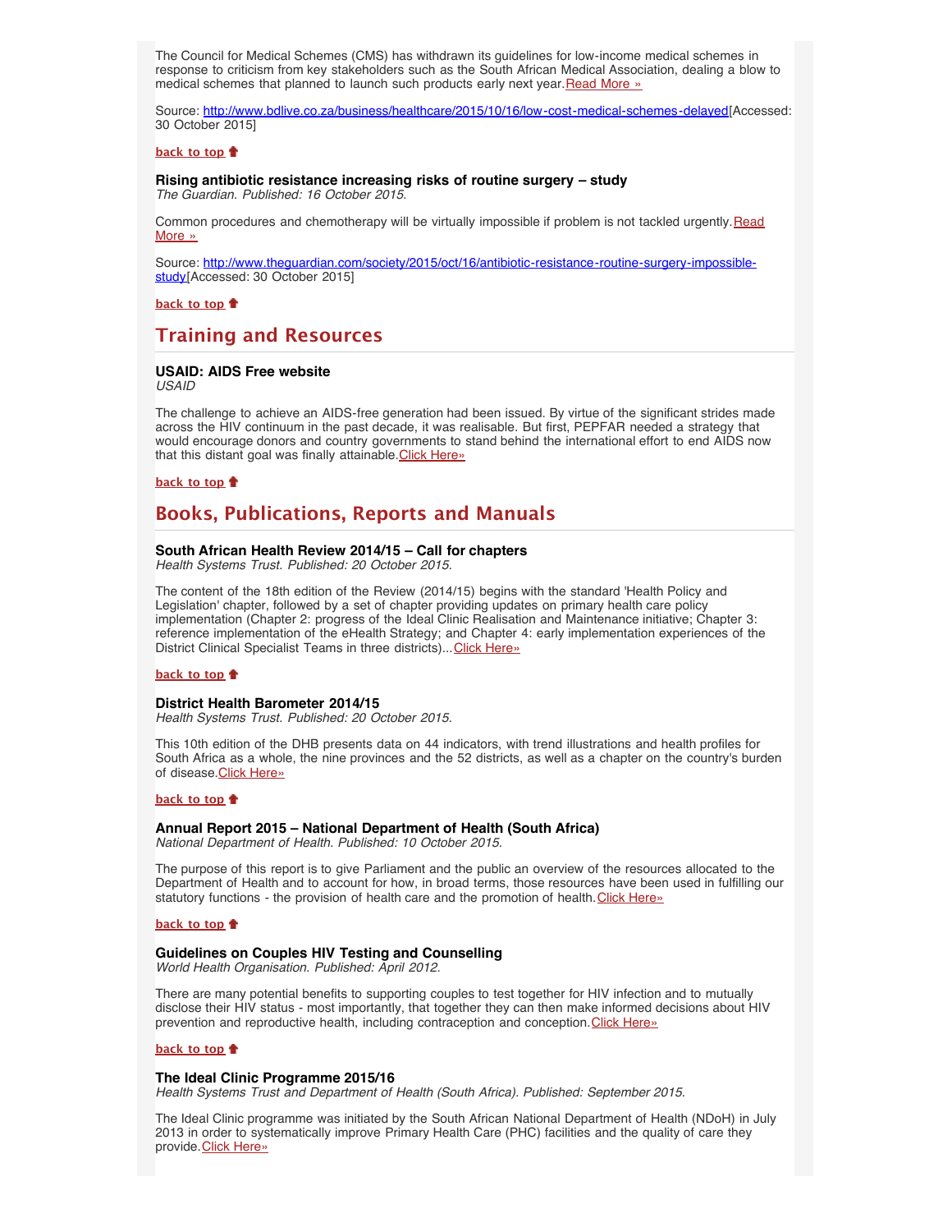The Council for Medical Schemes (CMS) has withdrawn its guidelines for low-income medical schemes in response to criticism from key stakeholders such as the South African Medical Association, dealing a blow to medical schemes that planned to launch such products early next year. Read More »

Source: http://www.bdlive.co.za/business/healthcare/2015/10/16/low-cost-medical-schemes-delayed [Accessed: 30 October 2015]

**back to top**

### Rising antibiotic resistance increasing risks of routine surgery – study

*The Guardian. Published: 16 October 2015.*

Common procedures and chemotherapy will be virtually impossible if problem is not tackled urgently. Read More »

Source: http://www.theguardian.com/society/2015/oct/16/antibiotic-resistance-routine-surgery-impossible-study [Accessed: 30 October 2015]

**back to top**

## Training and Resources

### USAID: AIDS Free website

*USAID*

The challenge to achieve an AIDS-free generation had been issued. By virtue of the significant strides made across the HIV continuum in the past decade, it was realisable. But first, PEPFAR needed a strategy that would encourage donors and country governments to stand behind the international effort to end AIDS now that this distant goal was finally attainable. Click Here»

**back to top**

## Books, Publications, Reports and Manuals

### South African Health Review 2014/15 – Call for chapters

*Health Systems Trust. Published: 20 October 2015.*

The content of the 18th edition of the Review (2014/15) begins with the standard 'Health Policy and Legislation' chapter, followed by a set of chapter providing updates on primary health care policy implementation (Chapter 2: progress of the Ideal Clinic Realisation and Maintenance initiative; Chapter 3: reference implementation of the eHealth Strategy; and Chapter 4: early implementation experiences of the District Clinical Specialist Teams in three districts)... Click Here»

**back to top**

### District Health Barometer 2014/15

*Health Systems Trust. Published: 20 October 2015.*

This 10th edition of the DHB presents data on 44 indicators, with trend illustrations and health profiles for South Africa as a whole, the nine provinces and the 52 districts, as well as a chapter on the country's burden of disease. Click Here»

**back to top**

### Annual Report 2015 – National Department of Health (South Africa)

*National Department of Health. Published: 10 October 2015.*

The purpose of this report is to give Parliament and the public an overview of the resources allocated to the Department of Health and to account for how, in broad terms, those resources have been used in fulfilling our statutory functions - the provision of health care and the promotion of health. Click Here»

**back to top**

### Guidelines on Couples HIV Testing and Counselling

*World Health Organisation. Published: April 2012.*

There are many potential benefits to supporting couples to test together for HIV infection and to mutually disclose their HIV status - most importantly, that together they can then make informed decisions about HIV prevention and reproductive health, including contraception and conception. Click Here»

**back to top**

### The Ideal Clinic Programme 2015/16

*Health Systems Trust and Department of Health (South Africa). Published: September 2015.*

The Ideal Clinic programme was initiated by the South African National Department of Health (NDoH) in July 2013 in order to systematically improve Primary Health Care (PHC) facilities and the quality of care they provide. Click Here»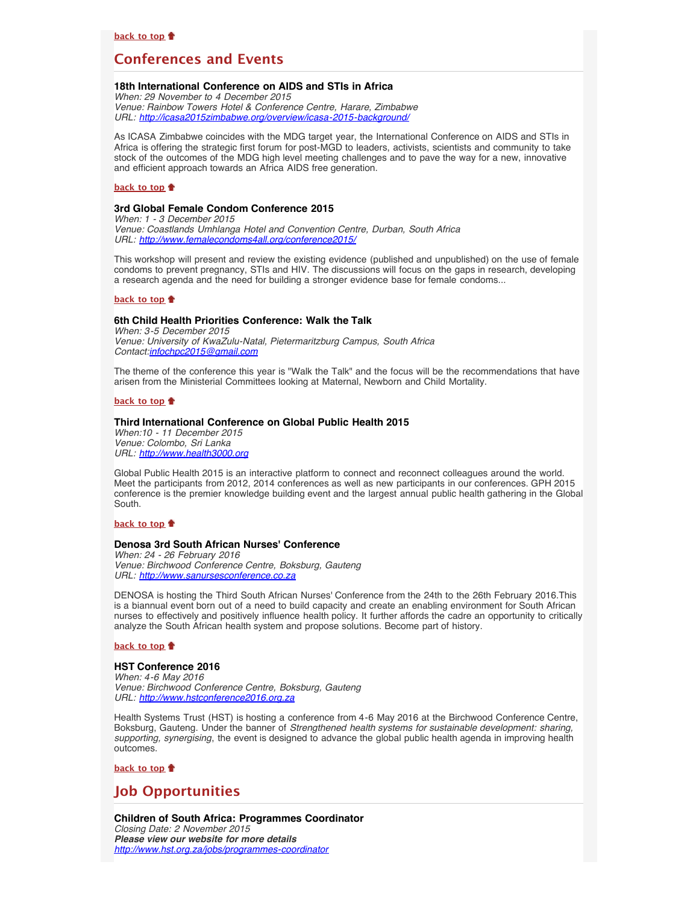**back to top**

## Conferences and Events

**18th International Conference on AIDS and STIs in Africa**
*When: 29 November to 4 December 2015*
*Venue: Rainbow Towers Hotel & Conference Centre, Harare, Zimbabwe*
*URL: http://icasa2015zimbabwe.org/overview/icasa-2015-background/*

As ICASA Zimbabwe coincides with the MDG target year, the International Conference on AIDS and STIs in Africa is offering the strategic first forum for post-MGD to leaders, activists, scientists and community to take stock of the outcomes of the MDG high level meeting challenges and to pave the way for a new, innovative and efficient approach towards an Africa AIDS free generation.

**back to top**

**3rd Global Female Condom Conference 2015**
*When: 1 - 3 December 2015*
*Venue: Coastlands Umhlanga Hotel and Convention Centre, Durban, South Africa*
*URL: http://www.femalecondoms4all.org/conference2015/*

This workshop will present and review the existing evidence (published and unpublished) on the use of female condoms to prevent pregnancy, STIs and HIV. The discussions will focus on the gaps in research, developing a research agenda and the need for building a stronger evidence base for female condoms...

**back to top**

**6th Child Health Priorities Conference: Walk the Talk**
*When: 3-5 December 2015*
*Venue: University of KwaZulu-Natal, Pietermaritzburg Campus, South Africa*
*Contact:infochpc2015@gmail.com*

The theme of the conference this year is "Walk the Talk" and the focus will be the recommendations that have arisen from the Ministerial Committees looking at Maternal, Newborn and Child Mortality.

**back to top**

**Third International Conference on Global Public Health 2015**
*When:10 - 11 December 2015*
*Venue: Colombo, Sri Lanka*
*URL: http://www.health3000.org*

Global Public Health 2015 is an interactive platform to connect and reconnect colleagues around the world. Meet the participants from 2012, 2014 conferences as well as new participants in our conferences. GPH 2015 conference is the premier knowledge building event and the largest annual public health gathering in the Global South.

**back to top**

**Denosa 3rd South African Nurses' Conference**
*When: 24 - 26 February 2016*
*Venue: Birchwood Conference Centre, Boksburg, Gauteng*
*URL: http://www.sanursesconference.co.za*

DENOSA is hosting the Third South African Nurses' Conference from the 24th to the 26th February 2016.This is a biannual event born out of a need to build capacity and create an enabling environment for South African nurses to effectively and positively influence health policy. It further affords the cadre an opportunity to critically analyze the South African health system and propose solutions. Become part of history.

**back to top**

**HST Conference 2016**
*When: 4-6 May 2016*
*Venue: Birchwood Conference Centre, Boksburg, Gauteng*
*URL: http://www.hstconference2016.org.za*

Health Systems Trust (HST) is hosting a conference from 4-6 May 2016 at the Birchwood Conference Centre, Boksburg, Gauteng. Under the banner of *Strengthened health systems for sustainable development: sharing, supporting, synergising*, the event is designed to advance the global public health agenda in improving health outcomes.

**back to top**

## Job Opportunities

**Children of South Africa: Programmes Coordinator**
*Closing Date: 2 November 2015*
***Please view our website for more details***
*http://www.hst.org.za/jobs/programmes-coordinator*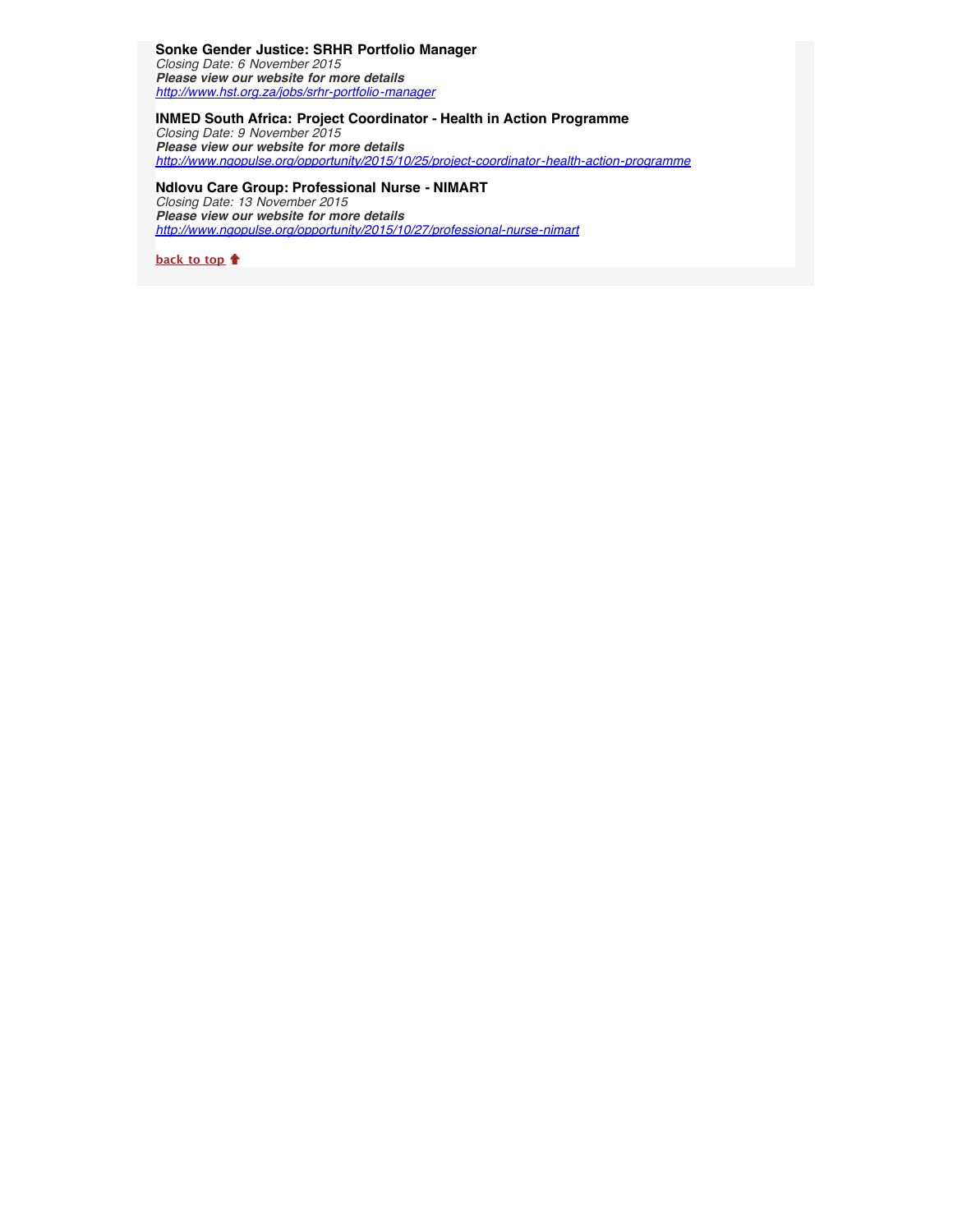**Sonke Gender Justice: SRHR Portfolio Manager**
*Closing Date: 6 November 2015*
***Please view our website for more details***
*http://www.hst.org.za/jobs/srhr-portfolio-manager*

**INMED South Africa: Project Coordinator - Health in Action Programme**
*Closing Date: 9 November 2015*
***Please view our website for more details***
*http://www.ngopulse.org/opportunity/2015/10/25/project-coordinator-health-action-programme*

**Ndlovu Care Group: Professional Nurse - NIMART**
*Closing Date: 13 November 2015*
***Please view our website for more details***
*http://www.ngopulse.org/opportunity/2015/10/27/professional-nurse-nimart*

back to top